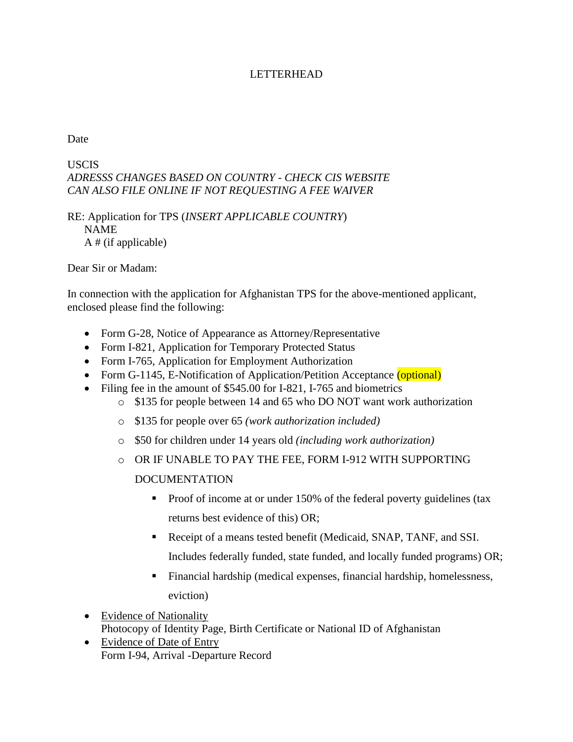LETTERHEAD

Date

USCIS
*ADRESSS CHANGES BASED ON COUNTRY - CHECK CIS WEBSITE*
*CAN ALSO FILE ONLINE IF NOT REQUESTING A FEE WAIVER*

RE: Application for TPS (*INSERT APPLICABLE COUNTRY*)
NAME
A # (if applicable)

Dear Sir or Madam:

In connection with the application for Afghanistan TPS for the above-mentioned applicant, enclosed please find the following:

- Form G-28, Notice of Appearance as Attorney/Representative
- Form I-821, Application for Temporary Protected Status
- Form I-765, Application for Employment Authorization
- Form G-1145, E-Notification of Application/Petition Acceptance (optional)
- Filing fee in the amount of $545.00 for I-821, I-765 and biometrics
    - $135 for people between 14 and 65 who DO NOT want work authorization
    - $135 for people over 65 *(work authorization included)*
    - $50 for children under 14 years old *(including work authorization)*
    - OR IF UNABLE TO PAY THE FEE, FORM I-912 WITH SUPPORTING DOCUMENTATION
        - Proof of income at or under 150% of the federal poverty guidelines (tax returns best evidence of this) OR;
        - Receipt of a means tested benefit (Medicaid, SNAP, TANF, and SSI. Includes federally funded, state funded, and locally funded programs) OR;
        - Financial hardship (medical expenses, financial hardship, homelessness, eviction)
- <u>Evidence of Nationality</u>
  Photocopy of Identity Page, Birth Certificate or National ID of Afghanistan
- <u>Evidence of Date of Entry</u>
  Form I-94, Arrival -Departure Record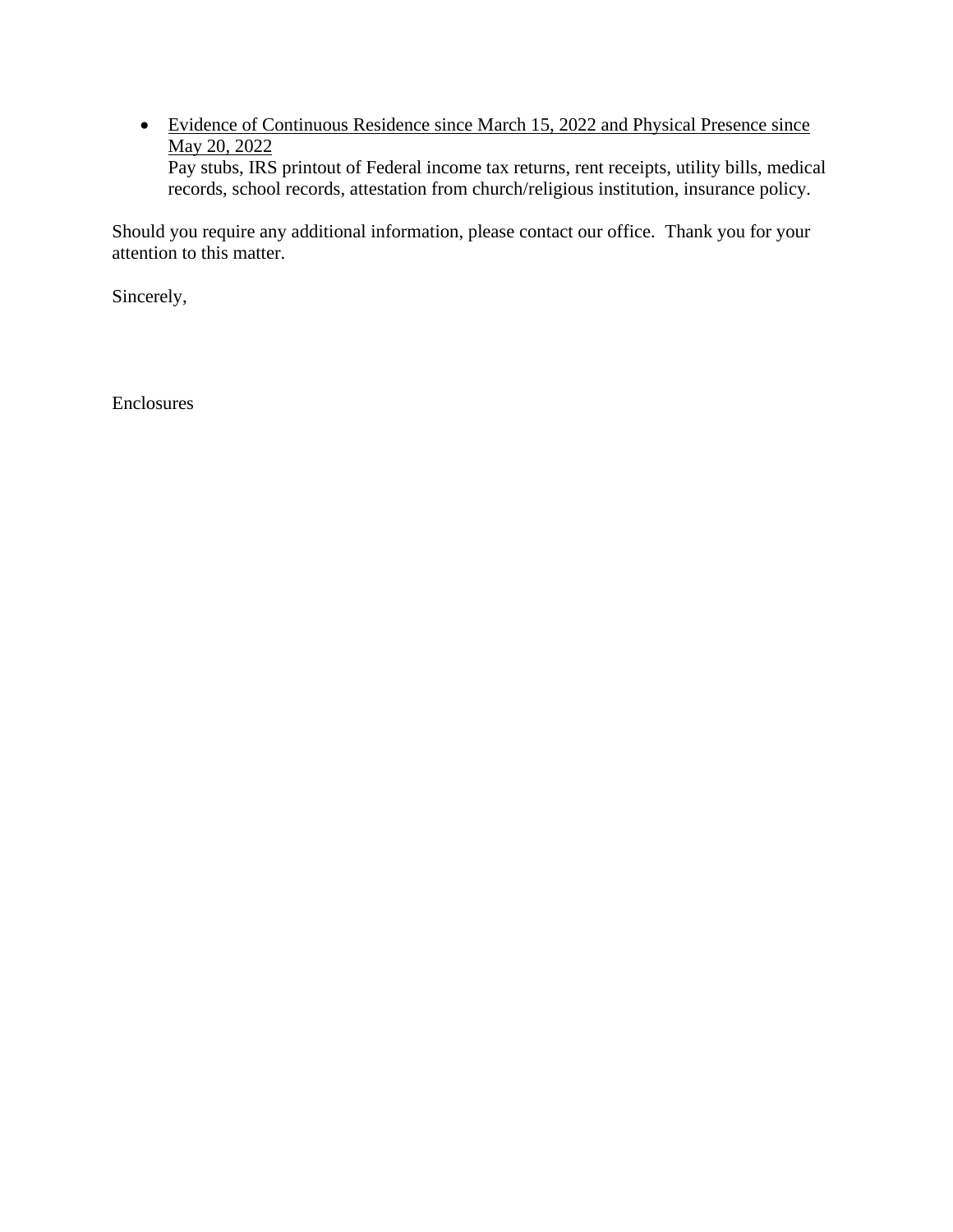- <u>Evidence of Continuous Residence since March 15, 2022 and Physical Presence since May 20, 2022</u>
  Pay stubs, IRS printout of Federal income tax returns, rent receipts, utility bills, medical records, school records, attestation from church/religious institution, insurance policy.

Should you require any additional information, please contact our office. Thank you for your attention to this matter.

Sincerely,

Enclosures